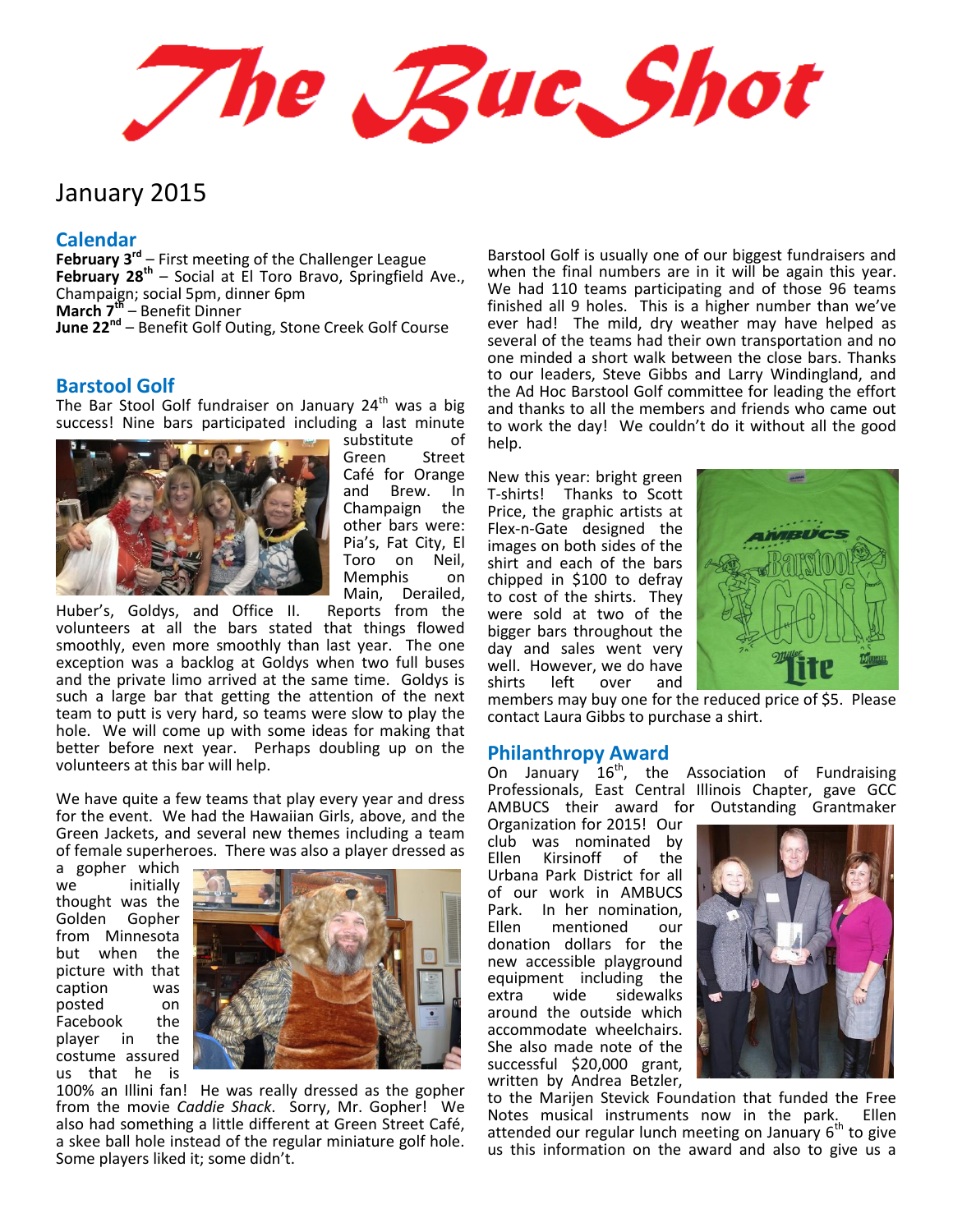# The Buc Shot

January 2015

## Calendar

**February 3rd** – First meeting of the Challenger League
**February 28th** – Social at El Toro Bravo, Springfield Ave., Champaign; social 5pm, dinner 6pm
**March 7th** – Benefit Dinner
**June 22nd** – Benefit Golf Outing, Stone Creek Golf Course

## Barstool Golf

The Bar Stool Golf fundraiser on January 24th was a big success! Nine bars participated including a last minute substitute of Green Street Café for Orange and Brew. In Champaign the other bars were: Pia's, Fat City, El Toro on Neil, Memphis on Main, Derailed, Huber's, Goldys, and Office II. Reports from the volunteers at all the bars stated that things flowed smoothly, even more smoothly than last year. The one exception was a backlog at Goldys when two full buses and the private limo arrived at the same time. Goldys is such a large bar that getting the attention of the next team to putt is very hard, so teams were slow to play the hole. We will come up with some ideas for making that better before next year. Perhaps doubling up on the volunteers at this bar will help.

We have quite a few teams that play every year and dress for the event. We had the Hawaiian Girls, above, and the Green Jackets, and several new themes including a team of female superheroes. There was also a player dressed as a gopher which we initially thought was the Golden Gopher from Minnesota but when the picture with that caption was posted on Facebook the player in the costume assured us that he is 100% an Illini fan! He was really dressed as the gopher from the movie *Caddie Shack*. Sorry, Mr. Gopher! We also had something a little different at Green Street Café, a skee ball hole instead of the regular miniature golf hole. Some players liked it; some didn't.

Barstool Golf is usually one of our biggest fundraisers and when the final numbers are in it will be again this year. We had 110 teams participating and of those 96 teams finished all 9 holes. This is a higher number than we've ever had! The mild, dry weather may have helped as several of the teams had their own transportation and no one minded a short walk between the close bars. Thanks to our leaders, Steve Gibbs and Larry Windingland, and the Ad Hoc Barstool Golf committee for leading the effort and thanks to all the members and friends who came out to work the day! We couldn't do it without all the good help.

New this year: bright green T-shirts! Thanks to Scott Price, the graphic artists at Flex-n-Gate designed the images on both sides of the shirt and each of the bars chipped in $100 to defray to cost of the shirts. They were sold at two of the bigger bars throughout the day and sales went very well. However, we do have shirts left over and members may buy one for the reduced price of $5. Please contact Laura Gibbs to purchase a shirt.

## Philanthropy Award

On January 16th, the Association of Fundraising Professionals, East Central Illinois Chapter, gave GCC AMBUCS their award for Outstanding Grantmaker Organization for 2015! Our club was nominated by Ellen Kirsinoff of the Urbana Park District for all of our work in AMBUCS Park. In her nomination, Ellen mentioned our donation dollars for the new accessible playground equipment including the extra wide sidewalks around the outside which accommodate wheelchairs. She also made note of the successful $20,000 grant, written by Andrea Betzler, to the Marijen Stevick Foundation that funded the Free Notes musical instruments now in the park. Ellen attended our regular lunch meeting on January 6th to give us this information on the award and also to give us a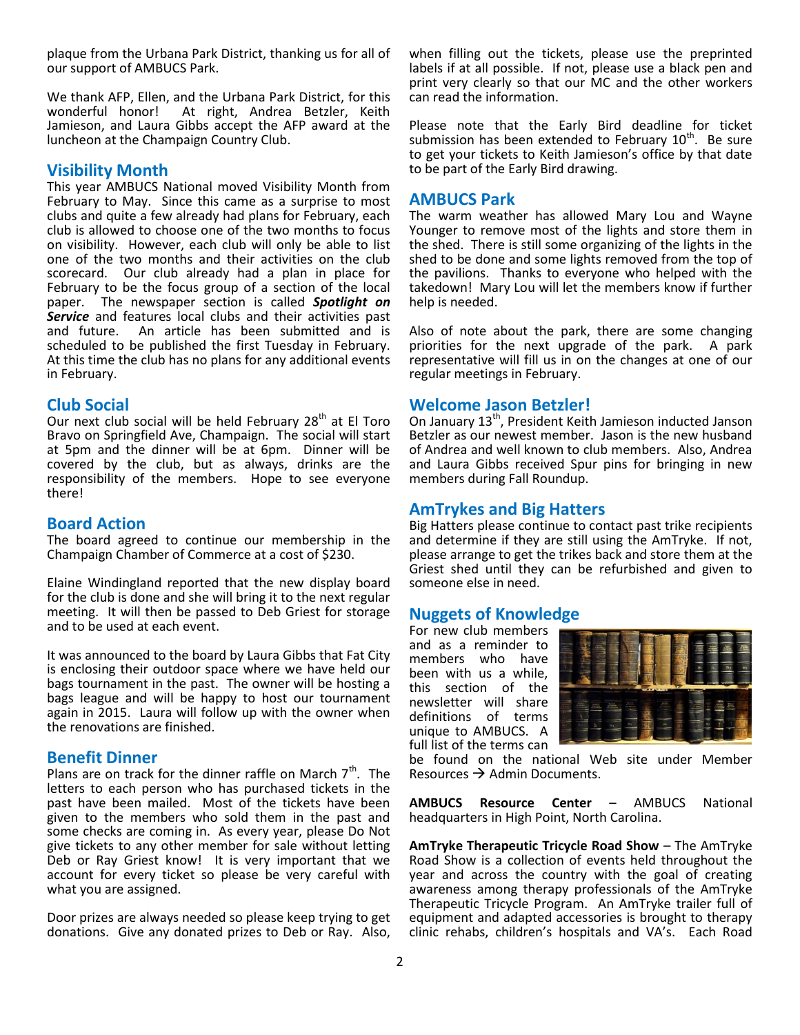plaque from the Urbana Park District, thanking us for all of our support of AMBUCS Park.

We thank AFP, Ellen, and the Urbana Park District, for this wonderful honor! At right, Andrea Betzler, Keith Jamieson, and Laura Gibbs accept the AFP award at the luncheon at the Champaign Country Club.

## Visibility Month

This year AMBUCS National moved Visibility Month from February to May. Since this came as a surprise to most clubs and quite a few already had plans for February, each club is allowed to choose one of the two months to focus on visibility. However, each club will only be able to list one of the two months and their activities on the club scorecard. Our club already had a plan in place for February to be the focus group of a section of the local paper. The newspaper section is called ***Spotlight on Service*** and features local clubs and their activities past and future. An article has been submitted and is scheduled to be published the first Tuesday in February. At this time the club has no plans for any additional events in February.

## Club Social

Our next club social will be held February 28th at El Toro Bravo on Springfield Ave, Champaign. The social will start at 5pm and the dinner will be at 6pm. Dinner will be covered by the club, but as always, drinks are the responsibility of the members. Hope to see everyone there!

## Board Action

The board agreed to continue our membership in the Champaign Chamber of Commerce at a cost of $230.

Elaine Windingland reported that the new display board for the club is done and she will bring it to the next regular meeting. It will then be passed to Deb Griest for storage and to be used at each event.

It was announced to the board by Laura Gibbs that Fat City is enclosing their outdoor space where we have held our bags tournament in the past. The owner will be hosting a bags league and will be happy to host our tournament again in 2015. Laura will follow up with the owner when the renovations are finished.

## Benefit Dinner

Plans are on track for the dinner raffle on March 7th. The letters to each person who has purchased tickets in the past have been mailed. Most of the tickets have been given to the members who sold them in the past and some checks are coming in. As every year, please Do Not give tickets to any other member for sale without letting Deb or Ray Griest know! It is very important that we account for every ticket so please be very careful with what you are assigned.

Door prizes are always needed so please keep trying to get donations. Give any donated prizes to Deb or Ray. Also, when filling out the tickets, please use the preprinted labels if at all possible. If not, please use a black pen and print very clearly so that our MC and the other workers can read the information.

Please note that the Early Bird deadline for ticket submission has been extended to February 10th. Be sure to get your tickets to Keith Jamieson's office by that date to be part of the Early Bird drawing.

## AMBUCS Park

The warm weather has allowed Mary Lou and Wayne Younger to remove most of the lights and store them in the shed. There is still some organizing of the lights in the shed to be done and some lights removed from the top of the pavilions. Thanks to everyone who helped with the takedown! Mary Lou will let the members know if further help is needed.

Also of note about the park, there are some changing priorities for the next upgrade of the park. A park representative will fill us in on the changes at one of our regular meetings in February.

## Welcome Jason Betzler!

On January 13th, President Keith Jamieson inducted Janson Betzler as our newest member. Jason is the new husband of Andrea and well known to club members. Also, Andrea and Laura Gibbs received Spur pins for bringing in new members during Fall Roundup.

## AmTrykes and Big Hatters

Big Hatters please continue to contact past trike recipients and determine if they are still using the AmTryke. If not, please arrange to get the trikes back and store them at the Griest shed until they can be refurbished and given to someone else in need.

## Nuggets of Knowledge

For new club members and as a reminder to members who have been with us a while, this section of the newsletter will share definitions of terms unique to AMBUCS. A full list of the terms can be found on the national Web site under Member Resources → Admin Documents.

**AMBUCS Resource Center** – AMBUCS National headquarters in High Point, North Carolina.

**AmTryke Therapeutic Tricycle Road Show** – The AmTryke Road Show is a collection of events held throughout the year and across the country with the goal of creating awareness among therapy professionals of the AmTryke Therapeutic Tricycle Program. An AmTryke trailer full of equipment and adapted accessories is brought to therapy clinic rehabs, children's hospitals and VA's. Each Road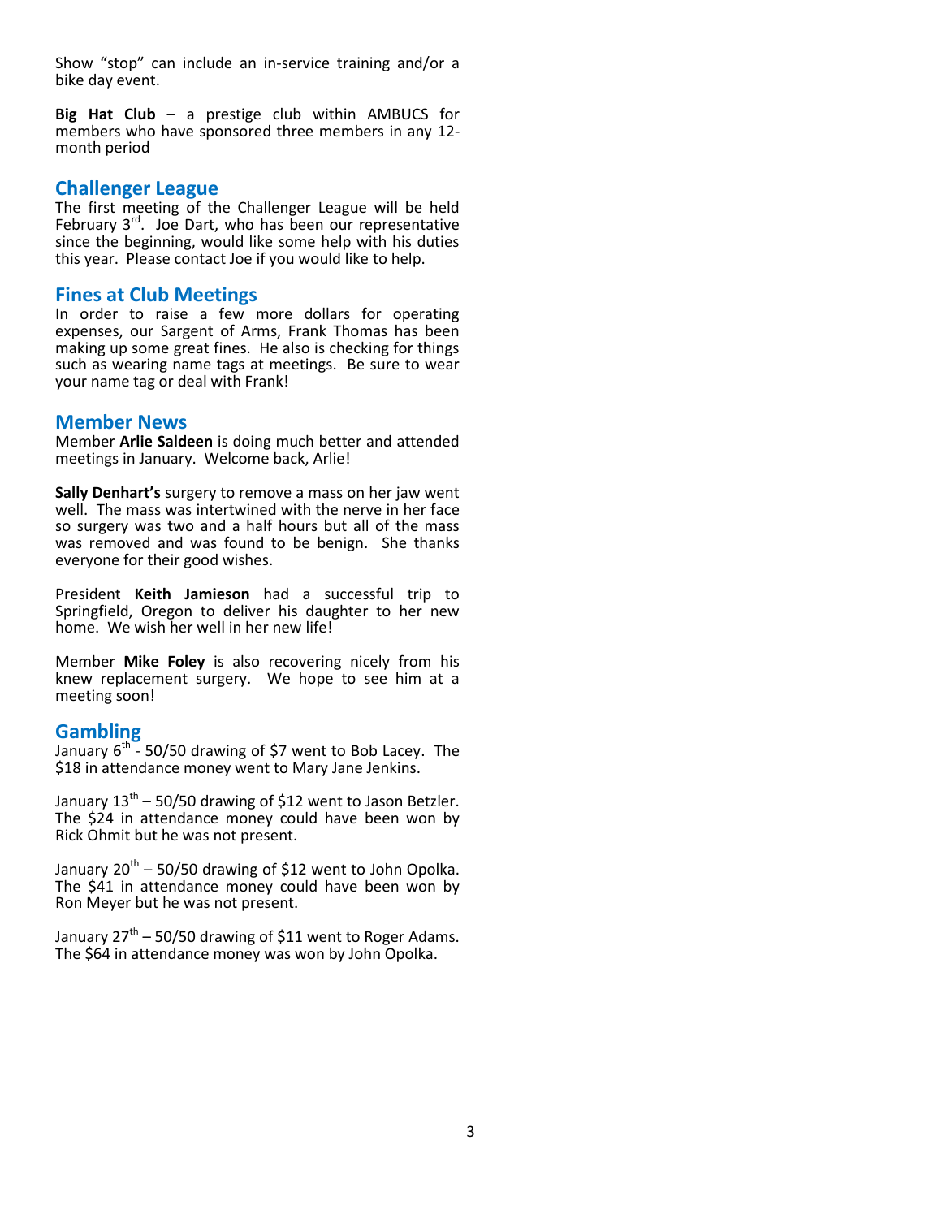Show “stop” can include an in-service training and/or a bike day event.

**Big Hat Club** – a prestige club within AMBUCS for members who have sponsored three members in any 12-month period

## Challenger League

The first meeting of the Challenger League will be held February 3rd. Joe Dart, who has been our representative since the beginning, would like some help with his duties this year. Please contact Joe if you would like to help.

## Fines at Club Meetings

In order to raise a few more dollars for operating expenses, our Sargent of Arms, Frank Thomas has been making up some great fines. He also is checking for things such as wearing name tags at meetings. Be sure to wear your name tag or deal with Frank!

## Member News

Member **Arlie Saldeen** is doing much better and attended meetings in January. Welcome back, Arlie!

**Sally Denhart’s** surgery to remove a mass on her jaw went well. The mass was intertwined with the nerve in her face so surgery was two and a half hours but all of the mass was removed and was found to be benign. She thanks everyone for their good wishes.

President **Keith Jamieson** had a successful trip to Springfield, Oregon to deliver his daughter to her new home. We wish her well in her new life!

Member **Mike Foley** is also recovering nicely from his knew replacement surgery. We hope to see him at a meeting soon!

## Gambling

January 6th - 50/50 drawing of $7 went to Bob Lacey. The $18 in attendance money went to Mary Jane Jenkins.

January 13th – 50/50 drawing of $12 went to Jason Betzler. The $24 in attendance money could have been won by Rick Ohmit but he was not present.

January 20th – 50/50 drawing of $12 went to John Opolka. The $41 in attendance money could have been won by Ron Meyer but he was not present.

January 27th – 50/50 drawing of $11 went to Roger Adams. The $64 in attendance money was won by John Opolka.